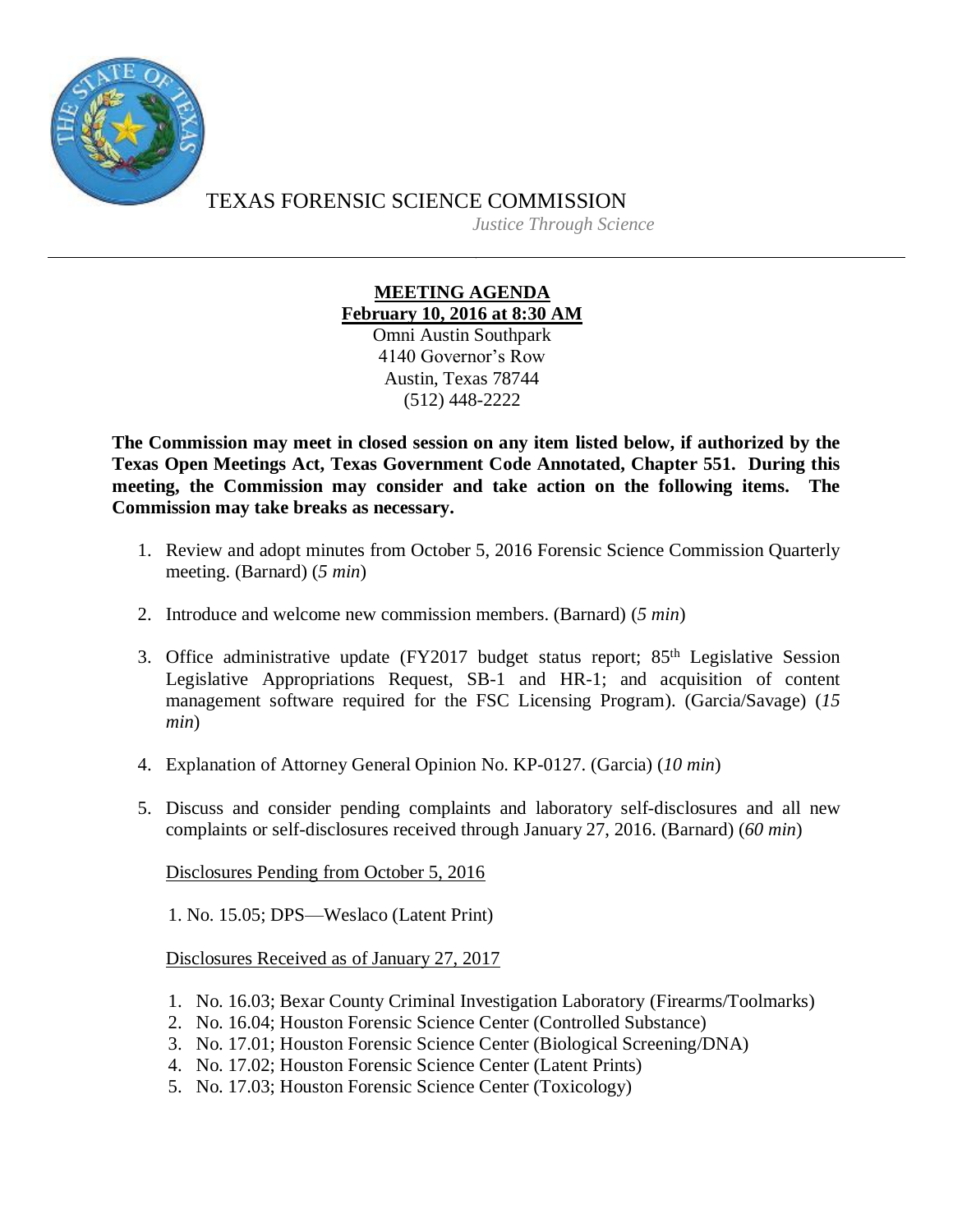TEXAS FORENSIC SCIENCE COMMISSION

*Justice Through Science*

---

**MEETING AGENDA**
**February 10, 2016 at 8:30 AM**

Omni Austin Southpark
4140 Governor's Row
Austin, Texas 78744
(512) 448-2222

**The Commission may meet in closed session on any item listed below, if authorized by the Texas Open Meetings Act, Texas Government Code Annotated, Chapter 551. During this meeting, the Commission may consider and take action on the following items. The Commission may take breaks as necessary.**

1. Review and adopt minutes from October 5, 2016 Forensic Science Commission Quarterly meeting. (Barnard) (*5 min*)

2. Introduce and welcome new commission members. (Barnard) (*5 min*)

3. Office administrative update (FY2017 budget status report; 85th Legislative Session Legislative Appropriations Request, SB-1 and HR-1; and acquisition of content management software required for the FSC Licensing Program). (Garcia/Savage) (*15 min*)

4. Explanation of Attorney General Opinion No. KP-0127. (Garcia) (*10 min*)

5. Discuss and consider pending complaints and laboratory self-disclosures and all new complaints or self-disclosures received through January 27, 2016. (Barnard) (*60 min*)

   Disclosures Pending from October 5, 2016

   1. No. 15.05; DPS—Weslaco (Latent Print)

   Disclosures Received as of January 27, 2017

   1. No. 16.03; Bexar County Criminal Investigation Laboratory (Firearms/Toolmarks)
   2. No. 16.04; Houston Forensic Science Center (Controlled Substance)
   3. No. 17.01; Houston Forensic Science Center (Biological Screening/DNA)
   4. No. 17.02; Houston Forensic Science Center (Latent Prints)
   5. No. 17.03; Houston Forensic Science Center (Toxicology)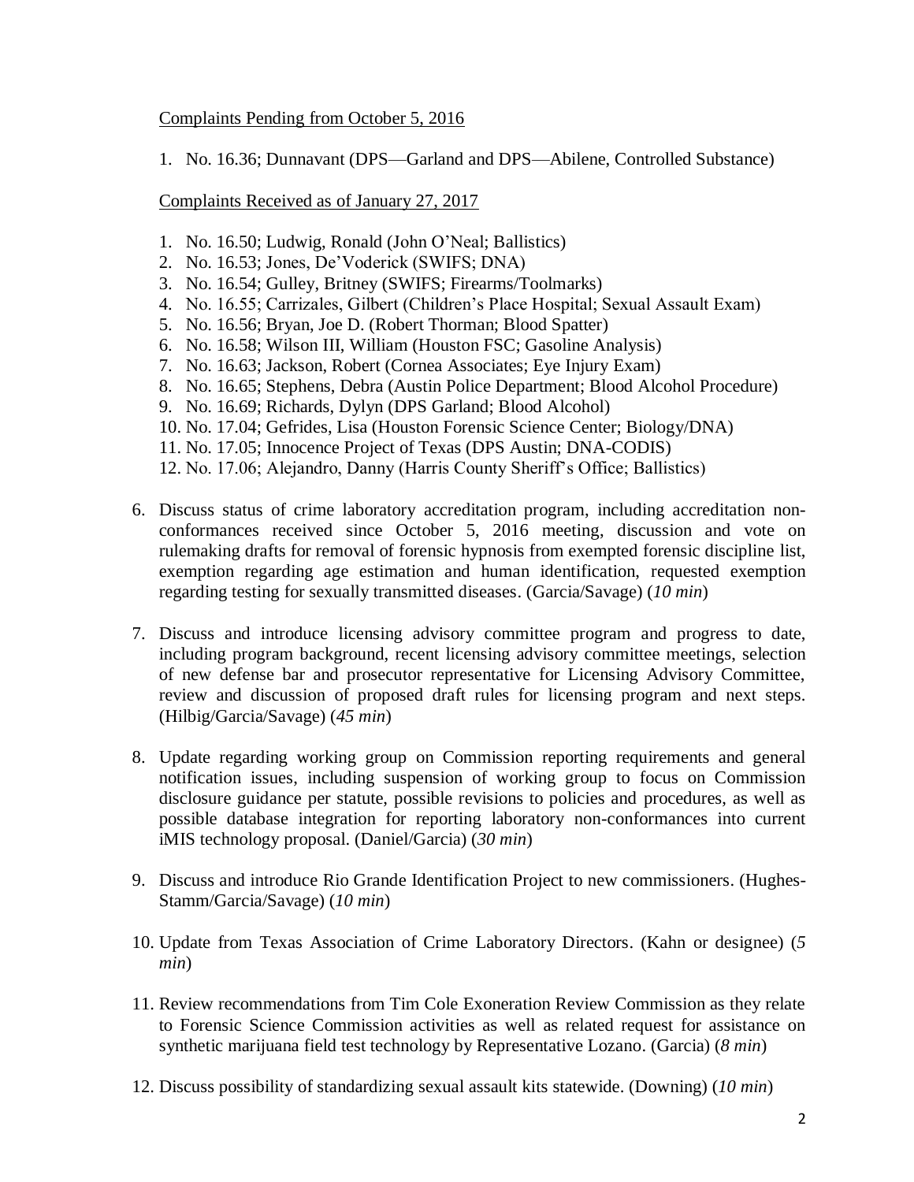Complaints Pending from October 5, 2016

1. No. 16.36; Dunnavant (DPS—Garland and DPS—Abilene, Controlled Substance)

Complaints Received as of January 27, 2017

1. No. 16.50; Ludwig, Ronald (John O'Neal; Ballistics)
2. No. 16.53; Jones, De'Voderick (SWIFS; DNA)
3. No. 16.54; Gulley, Britney (SWIFS; Firearms/Toolmarks)
4. No. 16.55; Carrizales, Gilbert (Children's Place Hospital; Sexual Assault Exam)
5. No. 16.56; Bryan, Joe D. (Robert Thorman; Blood Spatter)
6. No. 16.58; Wilson III, William (Houston FSC; Gasoline Analysis)
7. No. 16.63; Jackson, Robert (Cornea Associates; Eye Injury Exam)
8. No. 16.65; Stephens, Debra (Austin Police Department; Blood Alcohol Procedure)
9. No. 16.69; Richards, Dylyn (DPS Garland; Blood Alcohol)
10. No. 17.04; Gefrides, Lisa (Houston Forensic Science Center; Biology/DNA)
11. No. 17.05; Innocence Project of Texas (DPS Austin; DNA-CODIS)
12. No. 17.06; Alejandro, Danny (Harris County Sheriff's Office; Ballistics)

6. Discuss status of crime laboratory accreditation program, including accreditation non-conformances received since October 5, 2016 meeting, discussion and vote on rulemaking drafts for removal of forensic hypnosis from exempted forensic discipline list, exemption regarding age estimation and human identification, requested exemption regarding testing for sexually transmitted diseases. (Garcia/Savage) (*10 min*)

7. Discuss and introduce licensing advisory committee program and progress to date, including program background, recent licensing advisory committee meetings, selection of new defense bar and prosecutor representative for Licensing Advisory Committee, review and discussion of proposed draft rules for licensing program and next steps. (Hilbig/Garcia/Savage) (*45 min*)

8. Update regarding working group on Commission reporting requirements and general notification issues, including suspension of working group to focus on Commission disclosure guidance per statute, possible revisions to policies and procedures, as well as possible database integration for reporting laboratory non-conformances into current iMIS technology proposal. (Daniel/Garcia) (*30 min*)

9. Discuss and introduce Rio Grande Identification Project to new commissioners. (Hughes-Stamm/Garcia/Savage) (*10 min*)

10. Update from Texas Association of Crime Laboratory Directors. (Kahn or designee) (*5 min*)

11. Review recommendations from Tim Cole Exoneration Review Commission as they relate to Forensic Science Commission activities as well as related request for assistance on synthetic marijuana field test technology by Representative Lozano. (Garcia) (*8 min*)

12. Discuss possibility of standardizing sexual assault kits statewide. (Downing) (*10 min*)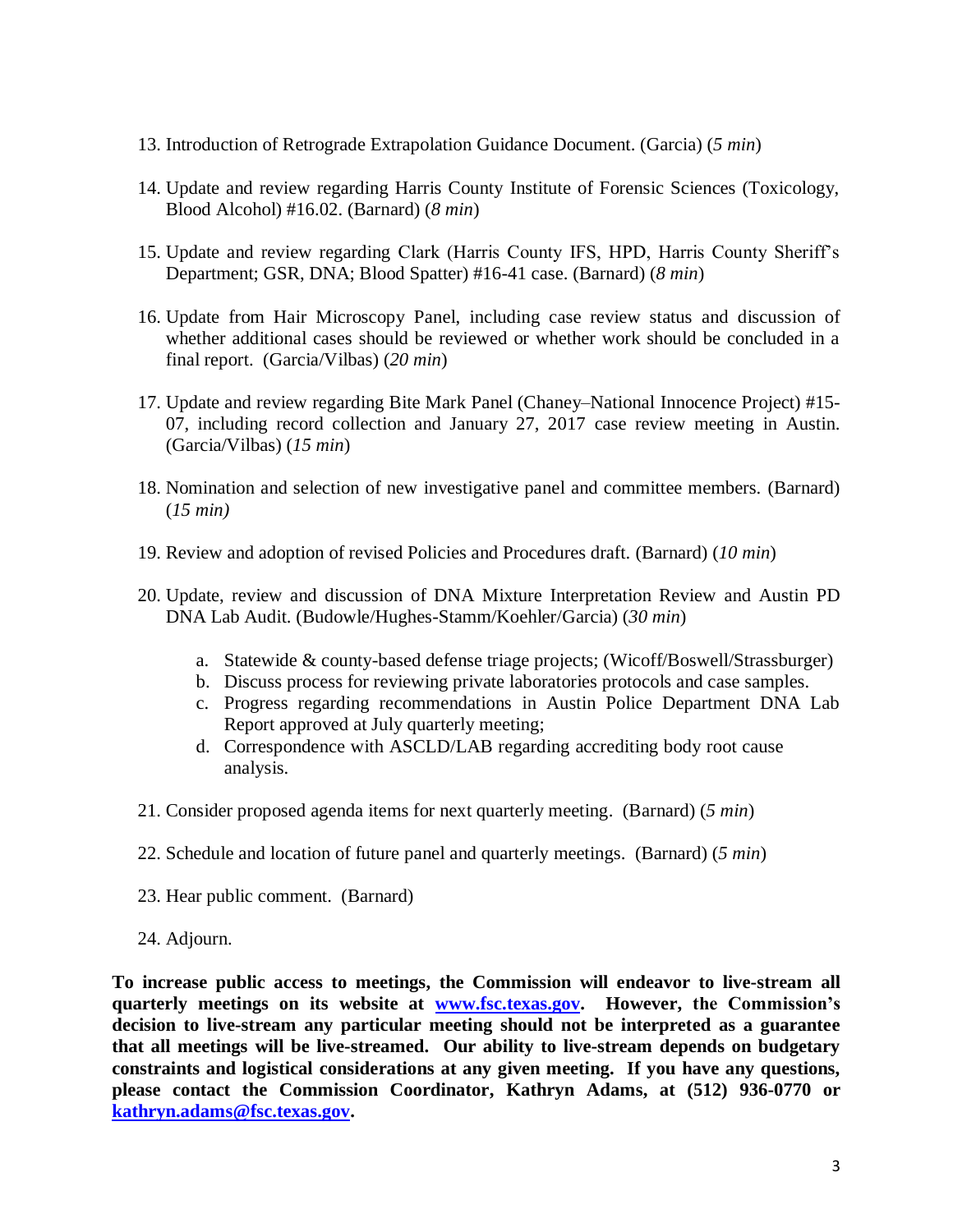13. Introduction of Retrograde Extrapolation Guidance Document. (Garcia) (*5 min*)

14. Update and review regarding Harris County Institute of Forensic Sciences (Toxicology, Blood Alcohol) #16.02. (Barnard) (*8 min*)

15. Update and review regarding Clark (Harris County IFS, HPD, Harris County Sheriff's Department; GSR, DNA; Blood Spatter) #16-41 case. (Barnard) (*8 min*)

16. Update from Hair Microscopy Panel, including case review status and discussion of whether additional cases should be reviewed or whether work should be concluded in a final report. (Garcia/Vilbas) (*20 min*)

17. Update and review regarding Bite Mark Panel (Chaney–National Innocence Project) #15-07, including record collection and January 27, 2017 case review meeting in Austin. (Garcia/Vilbas) (*15 min*)

18. Nomination and selection of new investigative panel and committee members. (Barnard) (*15 min)*

19. Review and adoption of revised Policies and Procedures draft. (Barnard) (*10 min*)

20. Update, review and discussion of DNA Mixture Interpretation Review and Austin PD DNA Lab Audit. (Budowle/Hughes-Stamm/Koehler/Garcia) (*30 min*)

    a. Statewide & county-based defense triage projects; (Wicoff/Boswell/Strassburger)
    b. Discuss process for reviewing private laboratories protocols and case samples.
    c. Progress regarding recommendations in Austin Police Department DNA Lab Report approved at July quarterly meeting;
    d. Correspondence with ASCLD/LAB regarding accrediting body root cause analysis.

21. Consider proposed agenda items for next quarterly meeting. (Barnard) (*5 min*)

22. Schedule and location of future panel and quarterly meetings. (Barnard) (*5 min*)

23. Hear public comment. (Barnard)

24. Adjourn.

**To increase public access to meetings, the Commission will endeavor to live-stream all quarterly meetings on its website at [www.fsc.texas.gov](http://www.fsc.texas.gov). However, the Commission's decision to live-stream any particular meeting should not be interpreted as a guarantee that all meetings will be live-streamed. Our ability to live-stream depends on budgetary constraints and logistical considerations at any given meeting. If you have any questions, please contact the Commission Coordinator, Kathryn Adams, at (512) 936-0770 or [kathryn.adams@fsc.texas.gov](mailto:kathryn.adams@fsc.texas.gov).**